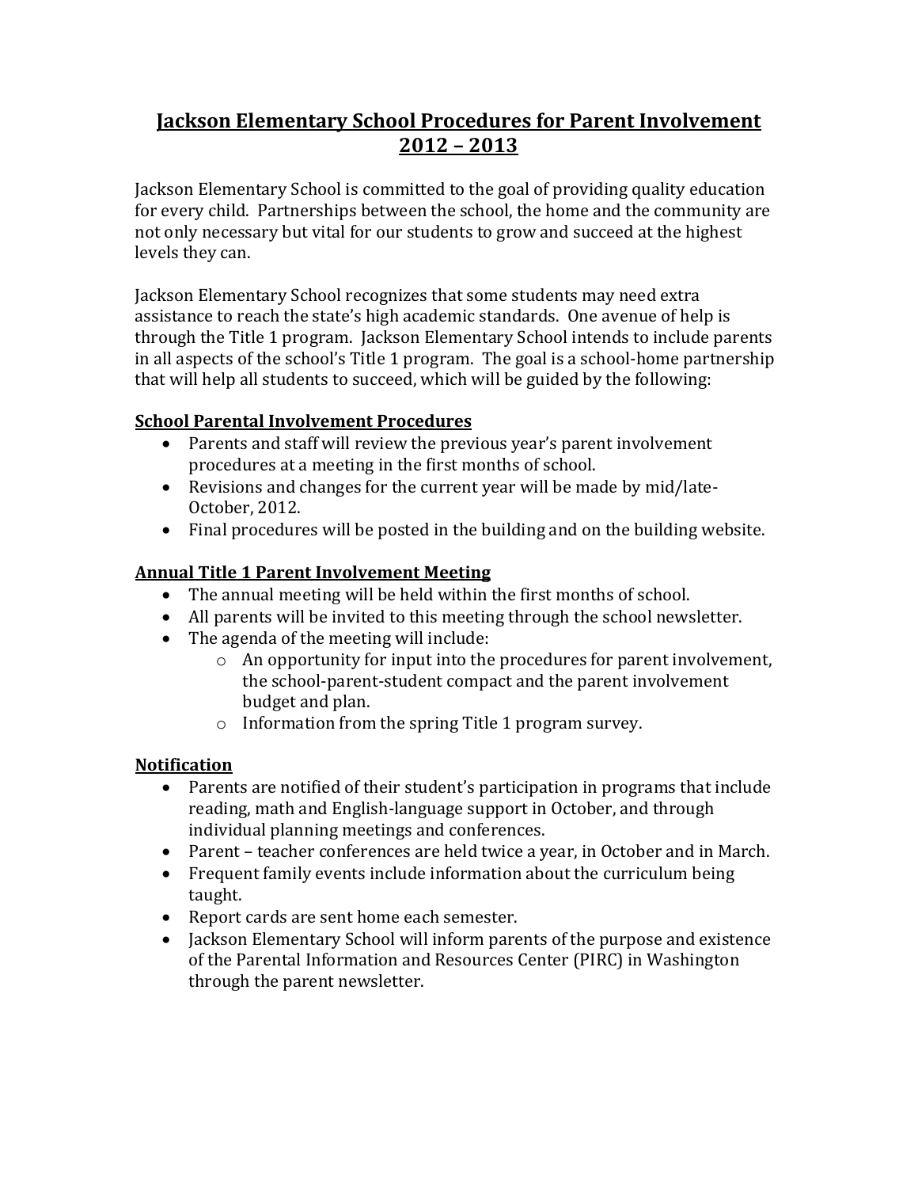# Jackson Elementary School Procedures for Parent Involvement 2012 – 2013

Jackson Elementary School is committed to the goal of providing quality education for every child. Partnerships between the school, the home and the community are not only necessary but vital for our students to grow and succeed at the highest levels they can.

Jackson Elementary School recognizes that some students may need extra assistance to reach the state's high academic standards. One avenue of help is through the Title 1 program. Jackson Elementary School intends to include parents in all aspects of the school's Title 1 program. The goal is a school-home partnership that will help all students to succeed, which will be guided by the following:

## School Parental Involvement Procedures

- Parents and staff will review the previous year's parent involvement procedures at a meeting in the first months of school.
- Revisions and changes for the current year will be made by mid/late-October, 2012.
- Final procedures will be posted in the building and on the building website.

## Annual Title 1 Parent Involvement Meeting

- The annual meeting will be held within the first months of school.
- All parents will be invited to this meeting through the school newsletter.
- The agenda of the meeting will include:
    - An opportunity for input into the procedures for parent involvement, the school-parent-student compact and the parent involvement budget and plan.
    - Information from the spring Title 1 program survey.

## Notification

- Parents are notified of their student's participation in programs that include reading, math and English-language support in October, and through individual planning meetings and conferences.
- Parent – teacher conferences are held twice a year, in October and in March.
- Frequent family events include information about the curriculum being taught.
- Report cards are sent home each semester.
- Jackson Elementary School will inform parents of the purpose and existence of the Parental Information and Resources Center (PIRC) in Washington through the parent newsletter.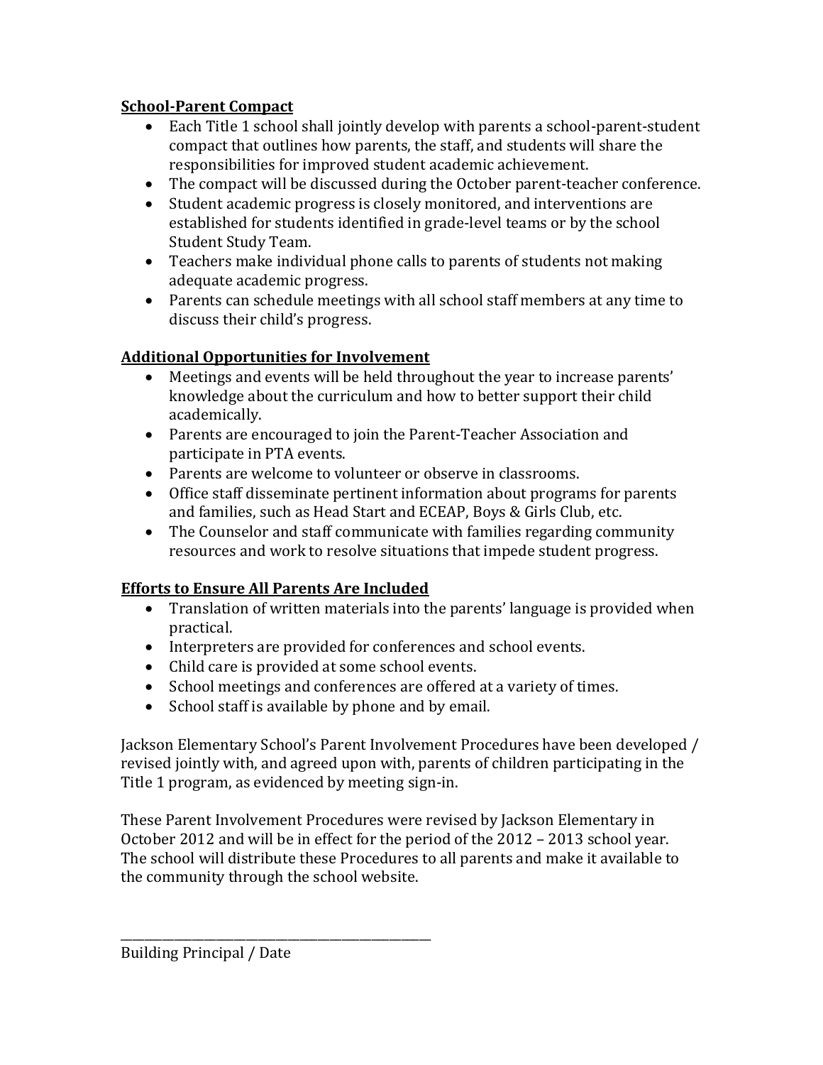**School-Parent Compact**

- Each Title 1 school shall jointly develop with parents a school-parent-student compact that outlines how parents, the staff, and students will share the responsibilities for improved student academic achievement.
- The compact will be discussed during the October parent-teacher conference.
- Student academic progress is closely monitored, and interventions are established for students identified in grade-level teams or by the school Student Study Team.
- Teachers make individual phone calls to parents of students not making adequate academic progress.
- Parents can schedule meetings with all school staff members at any time to discuss their child's progress.

**Additional Opportunities for Involvement**

- Meetings and events will be held throughout the year to increase parents' knowledge about the curriculum and how to better support their child academically.
- Parents are encouraged to join the Parent-Teacher Association and participate in PTA events.
- Parents are welcome to volunteer or observe in classrooms.
- Office staff disseminate pertinent information about programs for parents and families, such as Head Start and ECEAP, Boys & Girls Club, etc.
- The Counselor and staff communicate with families regarding community resources and work to resolve situations that impede student progress.

**Efforts to Ensure All Parents Are Included**

- Translation of written materials into the parents' language is provided when practical.
- Interpreters are provided for conferences and school events.
- Child care is provided at some school events.
- School meetings and conferences are offered at a variety of times.
- School staff is available by phone and by email.

Jackson Elementary School's Parent Involvement Procedures have been developed / revised jointly with, and agreed upon with, parents of children participating in the Title 1 program, as evidenced by meeting sign-in.

These Parent Involvement Procedures were revised by Jackson Elementary in October 2012 and will be in effect for the period of the 2012 – 2013 school year. The school will distribute these Procedures to all parents and make it available to the community through the school website.

\_\_\_\_\_\_\_\_\_\_\_\_\_\_\_\_\_\_\_\_\_\_\_\_\_\_\_\_\_\_\_\_\_\_\_\_\_\_\_\_\_\_\_\_\_\_\_\_

Building Principal / Date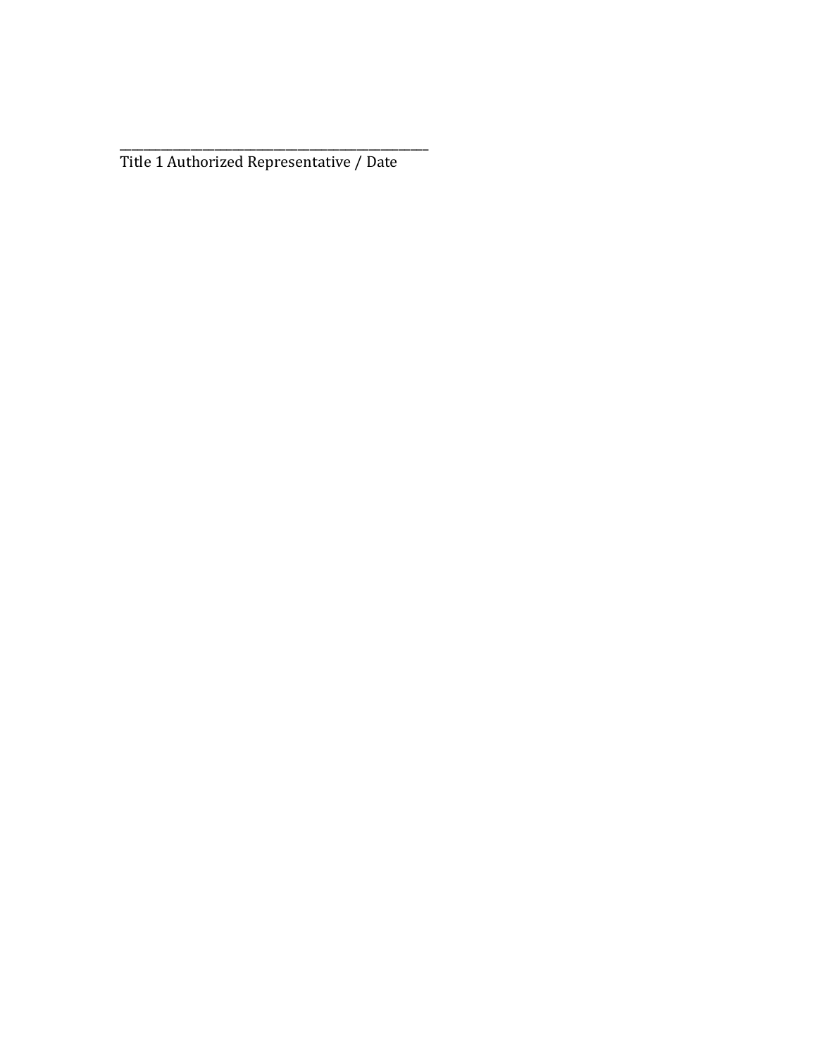_______________________________________________

Title 1 Authorized Representative / Date